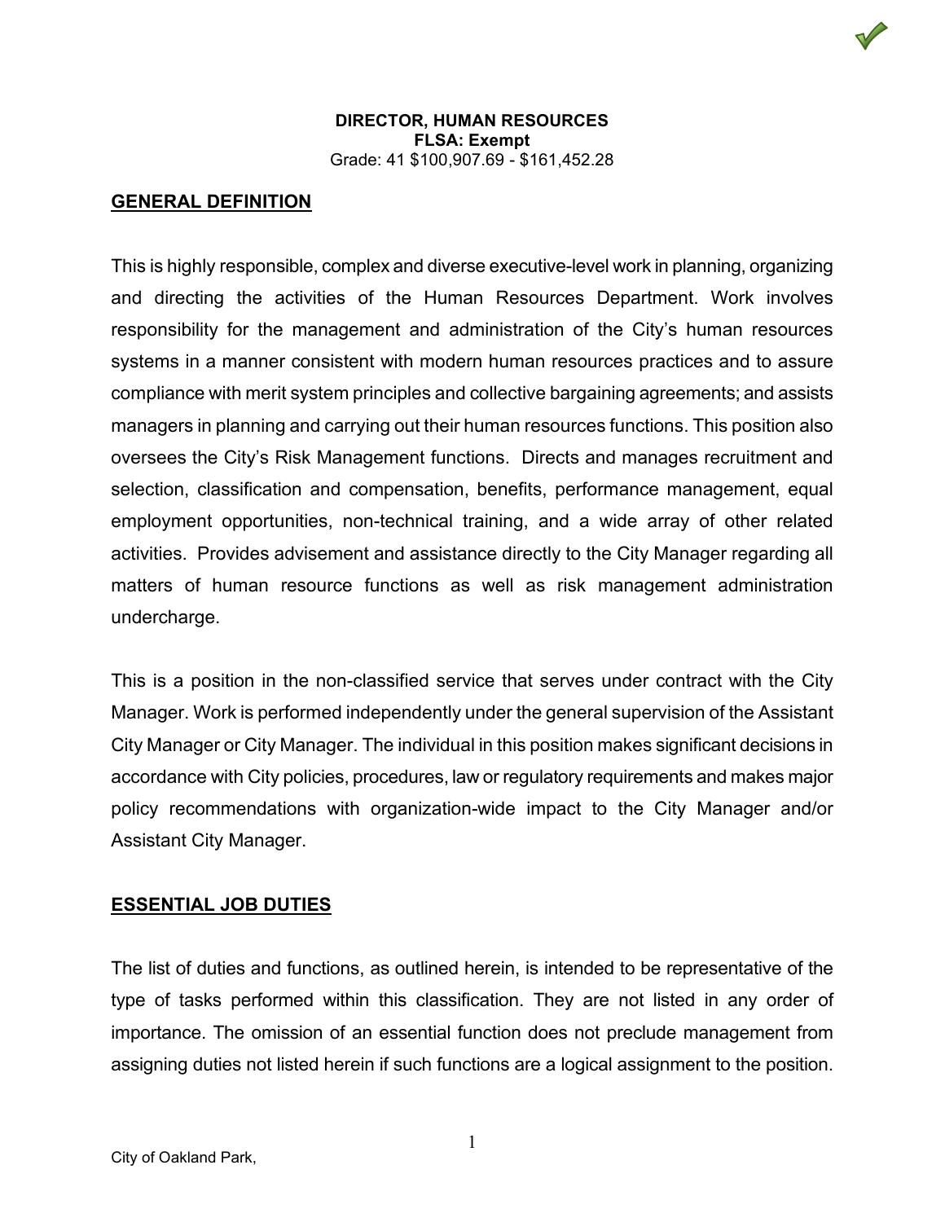**DIRECTOR, HUMAN RESOURCES**
**FLSA: Exempt**
Grade: 41 $100,907.69 - $161,452.28

## GENERAL DEFINITION

This is highly responsible, complex and diverse executive-level work in planning, organizing and directing the activities of the Human Resources Department. Work involves responsibility for the management and administration of the City's human resources systems in a manner consistent with modern human resources practices and to assure compliance with merit system principles and collective bargaining agreements; and assists managers in planning and carrying out their human resources functions. This position also oversees the City's Risk Management functions. Directs and manages recruitment and selection, classification and compensation, benefits, performance management, equal employment opportunities, non-technical training, and a wide array of other related activities. Provides advisement and assistance directly to the City Manager regarding all matters of human resource functions as well as risk management administration undercharge.

This is a position in the non-classified service that serves under contract with the City Manager. Work is performed independently under the general supervision of the Assistant City Manager or City Manager. The individual in this position makes significant decisions in accordance with City policies, procedures, law or regulatory requirements and makes major policy recommendations with organization-wide impact to the City Manager and/or Assistant City Manager.

## ESSENTIAL JOB DUTIES

The list of duties and functions, as outlined herein, is intended to be representative of the type of tasks performed within this classification. They are not listed in any order of importance. The omission of an essential function does not preclude management from assigning duties not listed herein if such functions are a logical assignment to the position.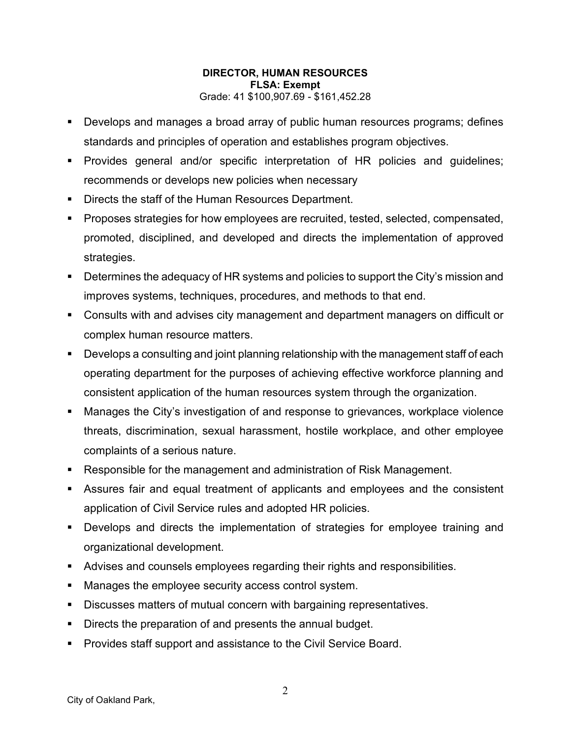**DIRECTOR, HUMAN RESOURCES**
**FLSA: Exempt**
Grade: 41 $100,907.69 - $161,452.28

- Develops and manages a broad array of public human resources programs; defines standards and principles of operation and establishes program objectives.
- Provides general and/or specific interpretation of HR policies and guidelines; recommends or develops new policies when necessary
- Directs the staff of the Human Resources Department.
- Proposes strategies for how employees are recruited, tested, selected, compensated, promoted, disciplined, and developed and directs the implementation of approved strategies.
- Determines the adequacy of HR systems and policies to support the City's mission and improves systems, techniques, procedures, and methods to that end.
- Consults with and advises city management and department managers on difficult or complex human resource matters.
- Develops a consulting and joint planning relationship with the management staff of each operating department for the purposes of achieving effective workforce planning and consistent application of the human resources system through the organization.
- Manages the City's investigation of and response to grievances, workplace violence threats, discrimination, sexual harassment, hostile workplace, and other employee complaints of a serious nature.
- Responsible for the management and administration of Risk Management.
- Assures fair and equal treatment of applicants and employees and the consistent application of Civil Service rules and adopted HR policies.
- Develops and directs the implementation of strategies for employee training and organizational development.
- Advises and counsels employees regarding their rights and responsibilities.
- Manages the employee security access control system.
- Discusses matters of mutual concern with bargaining representatives.
- Directs the preparation of and presents the annual budget.
- Provides staff support and assistance to the Civil Service Board.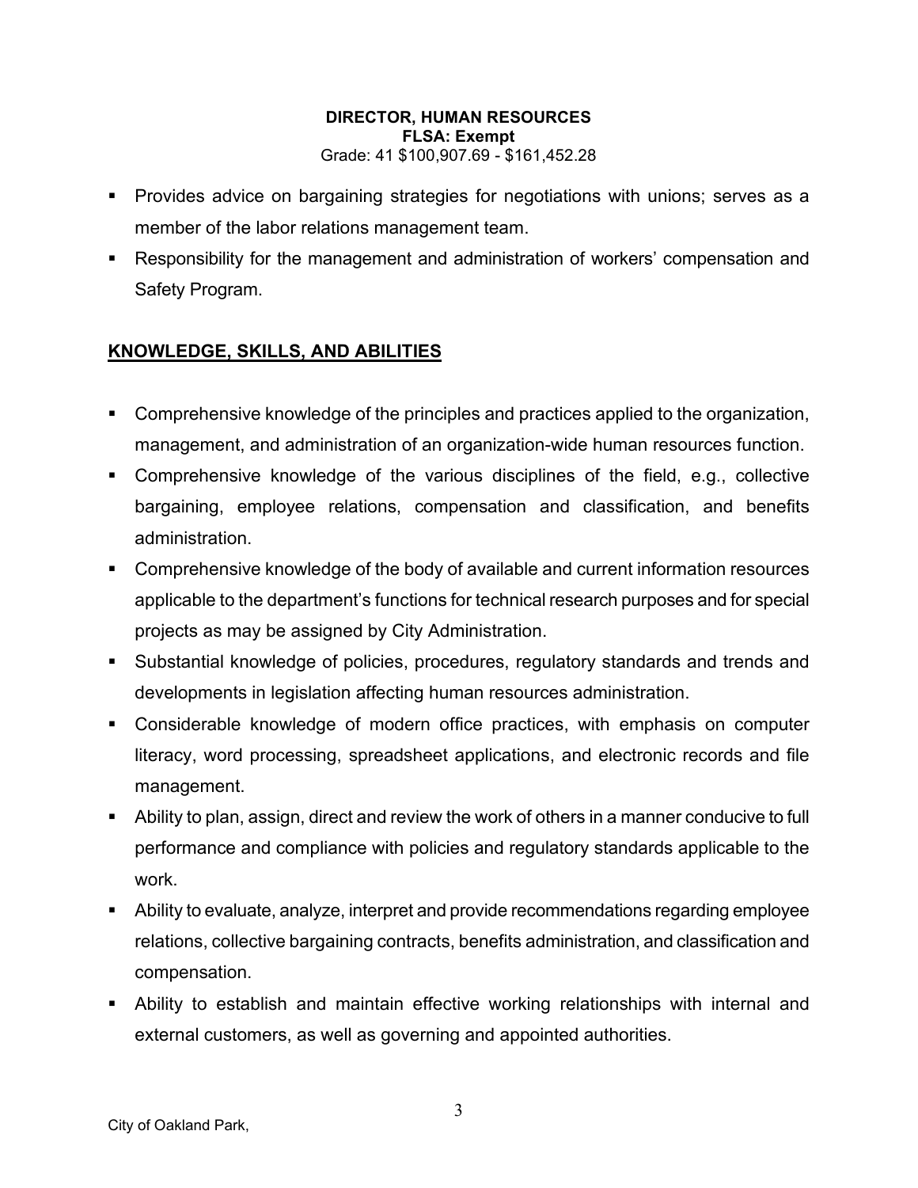- Provides advice on bargaining strategies for negotiations with unions; serves as a member of the labor relations management team.
- Responsibility for the management and administration of workers' compensation and Safety Program.

## KNOWLEDGE, SKILLS, AND ABILITIES

- Comprehensive knowledge of the principles and practices applied to the organization, management, and administration of an organization-wide human resources function.
- Comprehensive knowledge of the various disciplines of the field, e.g., collective bargaining, employee relations, compensation and classification, and benefits administration.
- Comprehensive knowledge of the body of available and current information resources applicable to the department's functions for technical research purposes and for special projects as may be assigned by City Administration.
- Substantial knowledge of policies, procedures, regulatory standards and trends and developments in legislation affecting human resources administration.
- Considerable knowledge of modern office practices, with emphasis on computer literacy, word processing, spreadsheet applications, and electronic records and file management.
- Ability to plan, assign, direct and review the work of others in a manner conducive to full performance and compliance with policies and regulatory standards applicable to the work.
- Ability to evaluate, analyze, interpret and provide recommendations regarding employee relations, collective bargaining contracts, benefits administration, and classification and compensation.
- Ability to establish and maintain effective working relationships with internal and external customers, as well as governing and appointed authorities.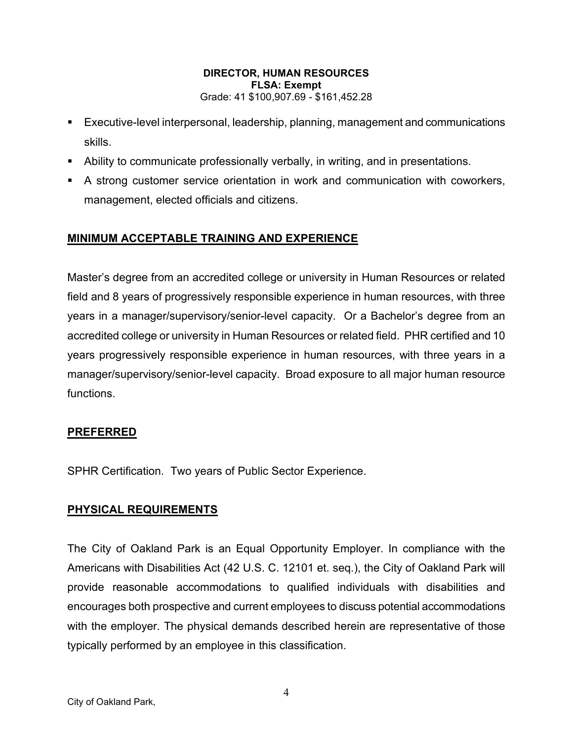**DIRECTOR, HUMAN RESOURCES**
**FLSA: Exempt**
Grade: 41 $100,907.69 - $161,452.28

- Executive-level interpersonal, leadership, planning, management and communications skills.
- Ability to communicate professionally verbally, in writing, and in presentations.
- A strong customer service orientation in work and communication with coworkers, management, elected officials and citizens.

## MINIMUM ACCEPTABLE TRAINING AND EXPERIENCE

Master's degree from an accredited college or university in Human Resources or related field and 8 years of progressively responsible experience in human resources, with three years in a manager/supervisory/senior-level capacity. Or a Bachelor's degree from an accredited college or university in Human Resources or related field. PHR certified and 10 years progressively responsible experience in human resources, with three years in a manager/supervisory/senior-level capacity. Broad exposure to all major human resource functions.

## PREFERRED

SPHR Certification. Two years of Public Sector Experience.

## PHYSICAL REQUIREMENTS

The City of Oakland Park is an Equal Opportunity Employer. In compliance with the Americans with Disabilities Act (42 U.S. C. 12101 et. seq.), the City of Oakland Park will provide reasonable accommodations to qualified individuals with disabilities and encourages both prospective and current employees to discuss potential accommodations with the employer. The physical demands described herein are representative of those typically performed by an employee in this classification.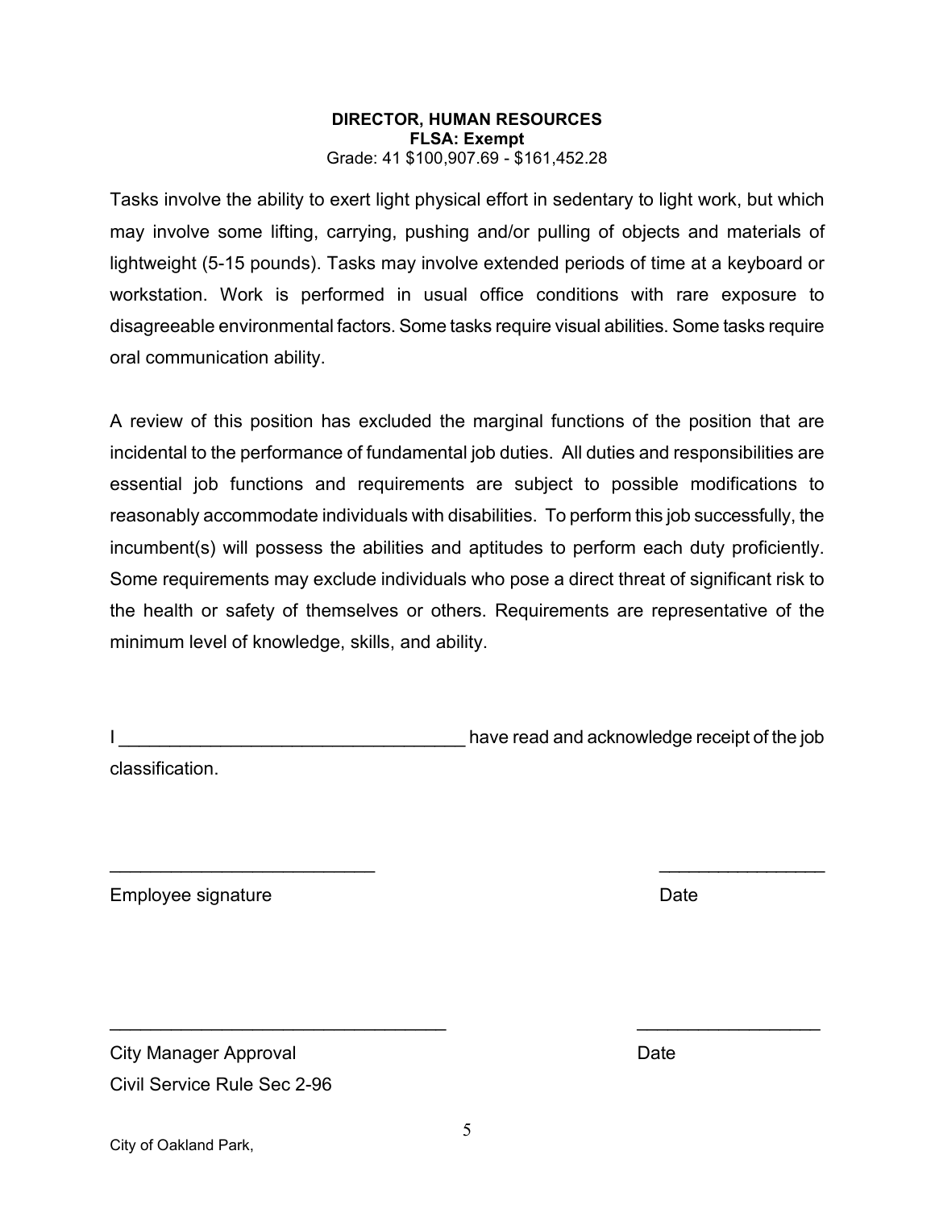**DIRECTOR, HUMAN RESOURCES**
**FLSA: Exempt**
Grade: 41 $100,907.69 - $161,452.28

Tasks involve the ability to exert light physical effort in sedentary to light work, but which may involve some lifting, carrying, pushing and/or pulling of objects and materials of lightweight (5-15 pounds). Tasks may involve extended periods of time at a keyboard or workstation. Work is performed in usual office conditions with rare exposure to disagreeable environmental factors. Some tasks require visual abilities. Some tasks require oral communication ability.

A review of this position has excluded the marginal functions of the position that are incidental to the performance of fundamental job duties. All duties and responsibilities are essential job functions and requirements are subject to possible modifications to reasonably accommodate individuals with disabilities. To perform this job successfully, the incumbent(s) will possess the abilities and aptitudes to perform each duty proficiently. Some requirements may exclude individuals who pose a direct threat of significant risk to the health or safety of themselves or others. Requirements are representative of the minimum level of knowledge, skills, and ability.

I __________________________________ have read and acknowledge receipt of the job classification.

__________________________ ________________

Employee signature Date

_________________________________ __________________

City Manager Approval Date

Civil Service Rule Sec 2-96

City of Oakland Park,